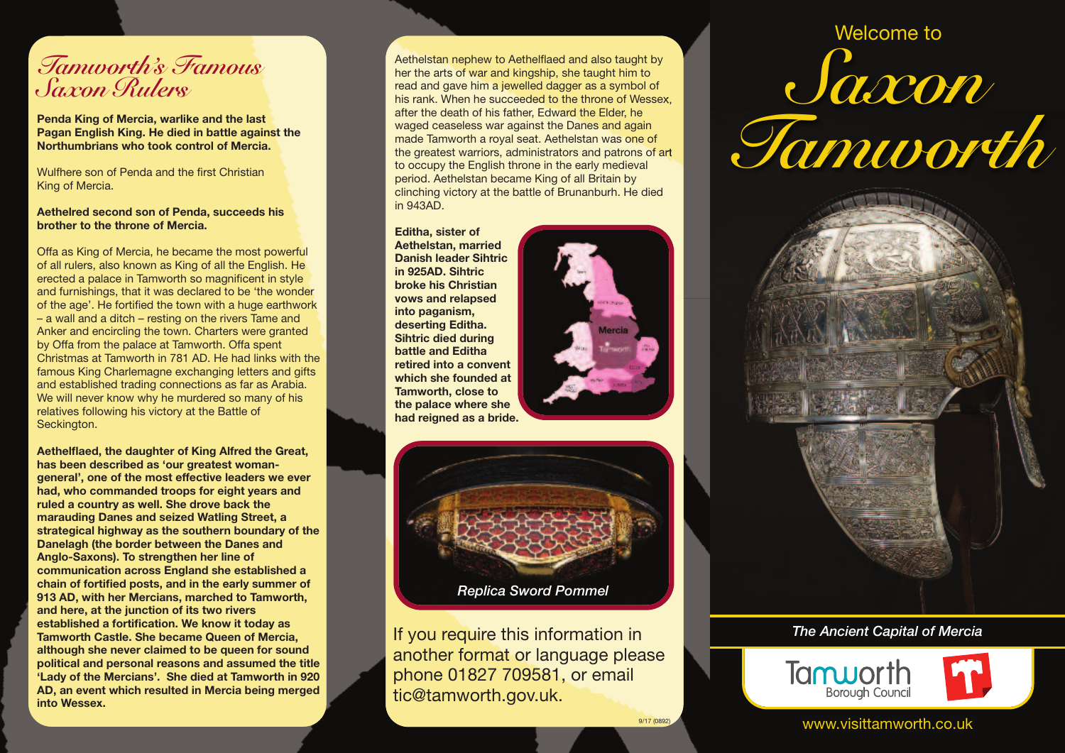# Tamworth's Famous Saxon Rulers

**Penda King of Mercia, warlike and the last Pagan English King. He died in battle against the Northumbrians who took control of Mercia.**

Wulfhere son of Penda and the first Christian King of Mercia.

**Aethelred second son of Penda, succeeds his brother to the throne of Mercia.**

Offa as King of Mercia, he became the most powerful of all rulers, also known as King of all the English. He erected a palace in Tamworth so magnificent in style and furnishings, that it was declared to be 'the wonder of the age'. He fortified the town with a huge earthwork – a wall and a ditch – resting on the rivers Tame and Anker and encircling the town. Charters were granted by Offa from the palace at Tamworth. Offa spent Christmas at Tamworth in 781 AD. He had links with the famous King Charlemagne exchanging letters and gifts and established trading connections as far as Arabia. We will never know why he murdered so many of his relatives following his victory at the Battle of Seckington.

**Aethelflaed, the daughter of King Alfred the Great, has been described as 'our greatest woman-general', one of the most effective leaders we ever had, who commanded troops for eight years and ruled a country as well. She drove back the marauding Danes and seized Watling Street, a strategical highway as the southern boundary of the Danelagh (the border between the Danes and Anglo-Saxons). To strengthen her line of communication across England she established a chain of fortified posts, and in the early summer of 913 AD, with her Mercians, marched to Tamworth, and here, at the junction of its two rivers established a fortification. We know it today as Tamworth Castle. She became Queen of Mercia, although she never claimed to be queen for sound political and personal reasons and assumed the title 'Lady of the Mercians'. She died at Tamworth in 920 AD, an event which resulted in Mercia being merged into Wessex.**

Aethelstan nephew to Aethelflaed and also taught by her the arts of war and kingship, she taught him to read and gave him a jewelled dagger as a symbol of his rank. When he succeeded to the throne of Wessex, after the death of his father, Edward the Elder, he waged ceaseless war against the Danes and again made Tamworth a royal seat. Aethelstan was one of the greatest warriors, administrators and patrons of art to occupy the English throne in the early medieval period. Aethelstan became King of all Britain by clinching victory at the battle of Brunanburh. He died in 943AD.

**Editha, sister of Aethelstan, married Danish leader Sihtric in 925AD. Sihtric broke his Christian vows and relapsed into paganism, deserting Editha. Sihtric died during battle and Editha retired into a convent which she founded at Tamworth, close to the palace where she had reigned as a bride.**

Replica Sword Pommel

If you require this information in another format or language please phone 01827 709581, or email tic@tamworth.gov.uk.

9/17 (0892)

Welcome to

# Saxon Tamworth

*The Ancient Capital of Mercia*

Tamworth Borough Council

www.visittamworth.co.uk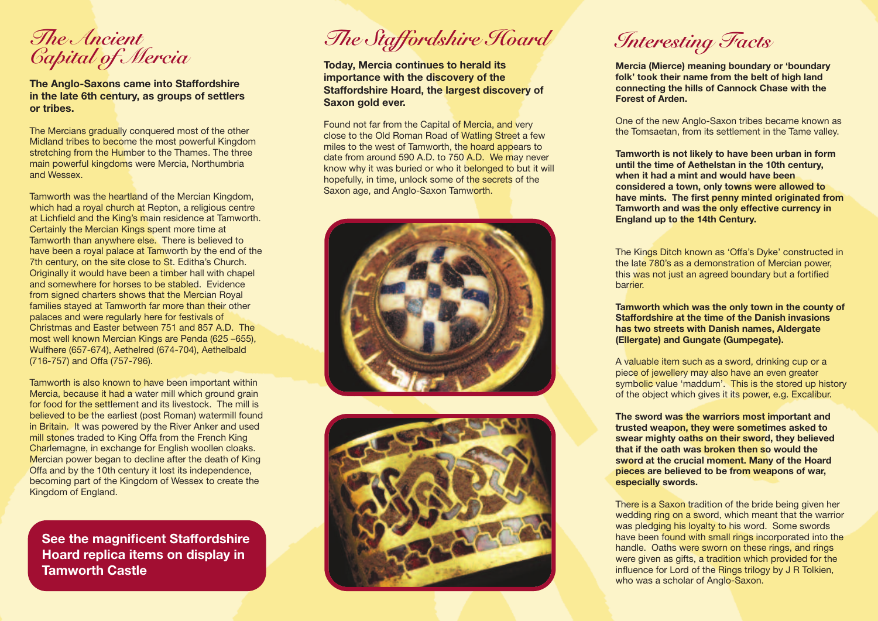# The Ancient Capital of Mercia

**The Anglo-Saxons came into Staffordshire in the late 6th century, as groups of settlers or tribes.**

The Mercians gradually conquered most of the other Midland tribes to become the most powerful Kingdom stretching from the Humber to the Thames. The three main powerful kingdoms were Mercia, Northumbria and Wessex.

Tamworth was the heartland of the Mercian Kingdom, which had a royal church at Repton, a religious centre at Lichfield and the King's main residence at Tamworth. Certainly the Mercian Kings spent more time at Tamworth than anywhere else. There is believed to have been a royal palace at Tamworth by the end of the 7th century, on the site close to St. Editha's Church. Originally it would have been a timber hall with chapel and somewhere for horses to be stabled. Evidence from signed charters shows that the Mercian Royal families stayed at Tamworth far more than their other palaces and were regularly here for festivals of Christmas and Easter between 751 and 857 A.D. The most well known Mercian Kings are Penda (625 –655), Wulfhere (657-674), Aethelred (674-704), Aethelbald (716-757) and Offa (757-796).

Tamworth is also known to have been important within Mercia, because it had a water mill which ground grain for food for the settlement and its livestock. The mill is believed to be the earliest (post Roman) watermill found in Britain. It was powered by the River Anker and used mill stones traded to King Offa from the French King Charlemagne, in exchange for English woollen cloaks. Mercian power began to decline after the death of King Offa and by the 10th century it lost its independence, becoming part of the Kingdom of Wessex to create the Kingdom of England.

**See the magnificent Staffordshire Hoard replica items on display in Tamworth Castle**

# The Staffordshire Hoard

**Today, Mercia continues to herald its importance with the discovery of the Staffordshire Hoard, the largest discovery of Saxon gold ever.**

Found not far from the Capital of Mercia, and very close to the Old Roman Road of Watling Street a few miles to the west of Tamworth, the hoard appears to date from around 590 A.D. to 750 A.D. We may never know why it was buried or who it belonged to but it will hopefully, in time, unlock some of the secrets of the Saxon age, and Anglo-Saxon Tamworth.

# Interesting Facts

**Mercia (Mierce) meaning boundary or 'boundary folk' took their name from the belt of high land connecting the hills of Cannock Chase with the Forest of Arden.**

One of the new Anglo-Saxon tribes became known as the Tomsaetan, from its settlement in the Tame valley.

**Tamworth is not likely to have been urban in form until the time of Aethelstan in the 10th century, when it had a mint and would have been considered a town, only towns were allowed to have mints. The first penny minted originated from Tamworth and was the only effective currency in England up to the 14th Century.**

The Kings Ditch known as 'Offa's Dyke' constructed in the late 780's as a demonstration of Mercian power, this was not just an agreed boundary but a fortified barrier.

**Tamworth which was the only town in the county of Staffordshire at the time of the Danish invasions has two streets with Danish names, Aldergate (Ellergate) and Gungate (Gumpegate).**

A valuable item such as a sword, drinking cup or a piece of jewellery may also have an even greater symbolic value 'maddum'. This is the stored up history of the object which gives it its power, e.g. Excalibur.

**The sword was the warriors most important and trusted weapon, they were sometimes asked to swear mighty oaths on their sword, they believed that if the oath was broken then so would the sword at the crucial moment. Many of the Hoard pieces are believed to be from weapons of war, especially swords.**

There is a Saxon tradition of the bride being given her wedding ring on a sword, which meant that the warrior was pledging his loyalty to his word. Some swords have been found with small rings incorporated into the handle. Oaths were sworn on these rings, and rings were given as gifts, a tradition which provided for the influence for Lord of the Rings trilogy by J R Tolkien, who was a scholar of Anglo-Saxon.